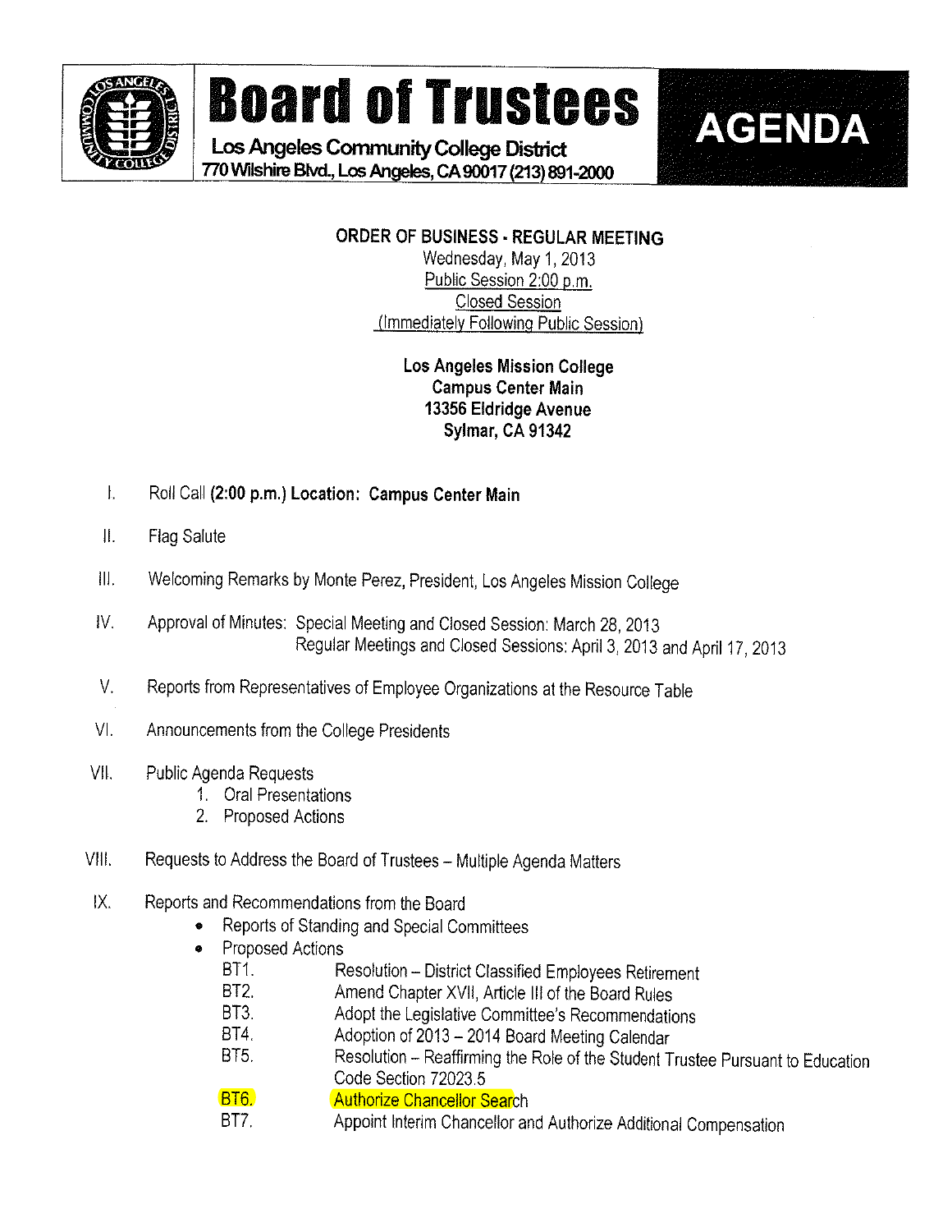# Board of Trustees

**Los Angeles Community College District**
**770 Wilshire Blvd., Los Angeles, CA 90017 (213) 891-2000**

# AGENDA

**ORDER OF BUSINESS - REGULAR MEETING**
Wednesday, May 1, 2013
Public Session 2:00 p.m.
Closed Session
(Immediately Following Public Session)

**Los Angeles Mission College**
**Campus Center Main**
**13356 Eldridge Avenue**
**Sylmar, CA 91342**

I. Roll Call **(2:00 p.m.) Location: Campus Center Main**

II. Flag Salute

III. Welcoming Remarks by Monte Perez, President, Los Angeles Mission College

IV. Approval of Minutes: Special Meeting and Closed Session: March 28, 2013
Regular Meetings and Closed Sessions: April 3, 2013 and April 17, 2013

V. Reports from Representatives of Employee Organizations at the Resource Table

VI. Announcements from the College Presidents

VII. Public Agenda Requests
1. Oral Presentations
2. Proposed Actions

VIII. Requests to Address the Board of Trustees – Multiple Agenda Matters

IX. Reports and Recommendations from the Board
- Reports of Standing and Special Committees
- Proposed Actions
  - BT1. Resolution – District Classified Employees Retirement
  - BT2. Amend Chapter XVII, Article III of the Board Rules
  - BT3. Adopt the Legislative Committee's Recommendations
  - BT4. Adoption of 2013 – 2014 Board Meeting Calendar
  - BT5. Resolution – Reaffirming the Role of the Student Trustee Pursuant to Education Code Section 72023.5
  - BT6. Authorize Chancellor Search
  - BT7. Appoint Interim Chancellor and Authorize Additional Compensation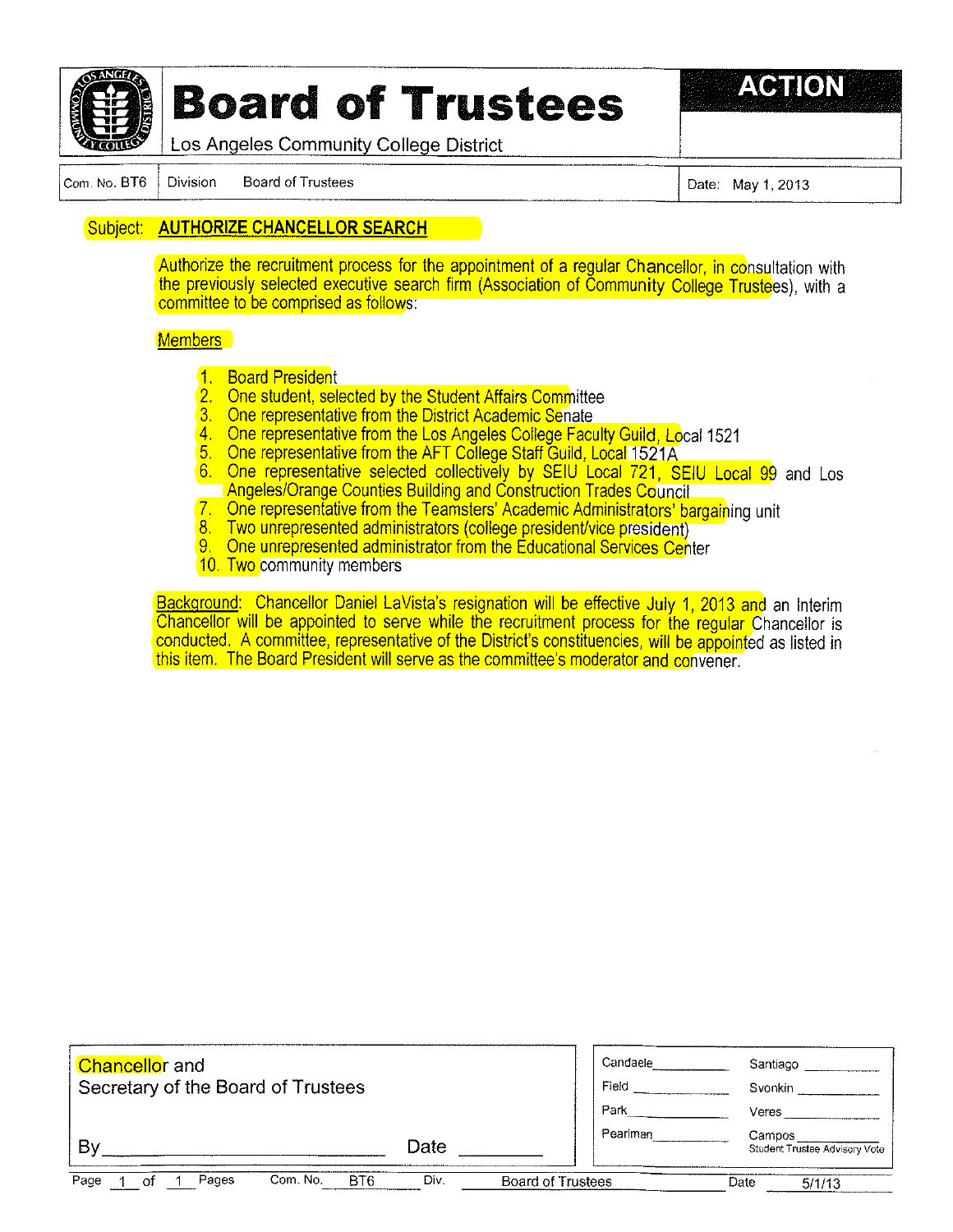# Board of Trustees

Los Angeles Community College District

**ACTION**

| Com. No. BT6 | Division | Board of Trustees | Date: May 1, 2013 |
|---|---|---|---|

Subject: **AUTHORIZE CHANCELLOR SEARCH**

Authorize the recruitment process for the appointment of a regular Chancellor, in consultation with the previously selected executive search firm (Association of Community College Trustees), with a committee to be comprised as follows:

Members

1. Board President
2. One student, selected by the Student Affairs Committee
3. One representative from the District Academic Senate
4. One representative from the Los Angeles College Faculty Guild, Local 1521
5. One representative from the AFT College Staff Guild, Local 1521A
6. One representative selected collectively by SEIU Local 721, SEIU Local 99 and Los Angeles/Orange Counties Building and Construction Trades Council
7. One representative from the Teamsters' Academic Administrators' bargaining unit
8. Two unrepresented administrators (college president/vice president)
9. One unrepresented administrator from the Educational Services Center
10. Two community members

Background: Chancellor Daniel LaVista's resignation will be effective July 1, 2013 and an Interim Chancellor will be appointed to serve while the recruitment process for the regular Chancellor is conducted. A committee, representative of the District's constituencies, will be appointed as listed in this item. The Board President will serve as the committee's moderator and convener.

Chancellor and
Secretary of the Board of Trustees

By\_\_\_\_\_\_\_\_\_\_\_\_\_\_\_\_\_\_\_\_ Date \_\_\_\_\_\_\_\_

| | |
|---|---|
| Candaele \_\_\_\_\_\_ | Santiago \_\_\_\_\_\_ |
| Field \_\_\_\_\_\_ | Svonkin \_\_\_\_\_\_ |
| Park \_\_\_\_\_\_ | Veres \_\_\_\_\_\_ |
| Pearlman \_\_\_\_\_\_ | Campos \_\_\_\_\_\_ Student Trustee Advisory Vote |

Page 1 of 1 Pages Com. No. BT6 Div. Board of Trustees Date 5/1/13